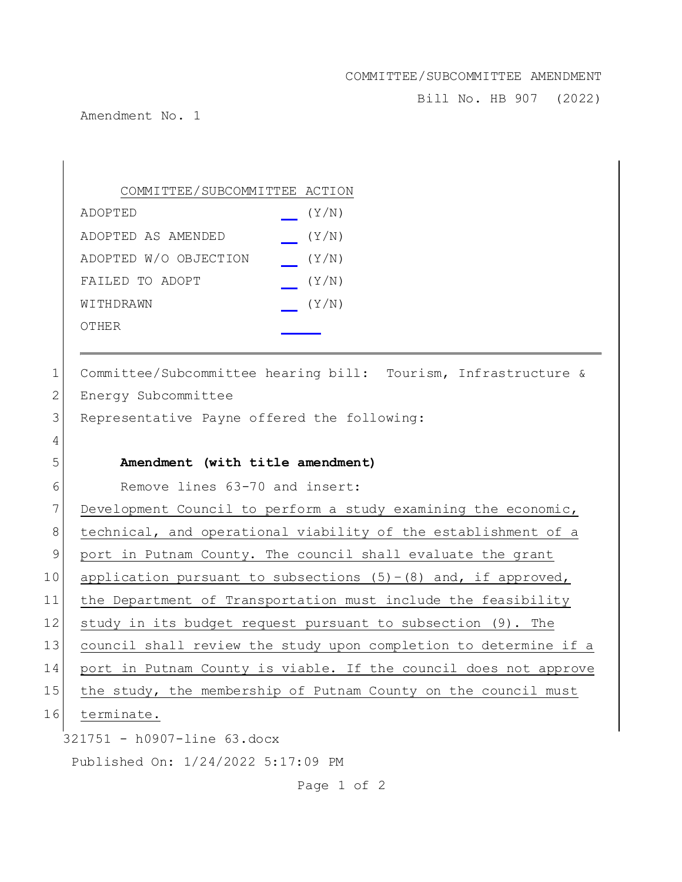COMMITTEE/SUBCOMMITTEE AMENDMENT

Bill No. HB 907 (2022)

Amendment No. 1

| COMMITTEE/SUBCOMMITTEE ACTION | |
|---|---|
| ADOPTED | ___ (Y/N) |
| ADOPTED AS AMENDED | ___ (Y/N) |
| ADOPTED W/O OBJECTION | ___ (Y/N) |
| FAILED TO ADOPT | ___ (Y/N) |
| WITHDRAWN | ___ (Y/N) |
| OTHER | ___ |

1 Committee/Subcommittee hearing bill: Tourism, Infrastructure &
2 Energy Subcommittee
3 Representative Payne offered the following:
4
5 **Amendment (with title amendment)**
6 Remove lines 63-70 and insert:
7 Development Council to perform a study examining the economic,
8 technical, and operational viability of the establishment of a
9 port in Putnam County. The council shall evaluate the grant
10 application pursuant to subsections (5)-(8) and, if approved,
11 the Department of Transportation must include the feasibility
12 study in its budget request pursuant to subsection (9). The
13 council shall review the study upon completion to determine if a
14 port in Putnam County is viable. If the council does not approve
15 the study, the membership of Putnam County on the council must
16 terminate.

321751 - h0907-line 63.docx

Published On: 1/24/2022 5:17:09 PM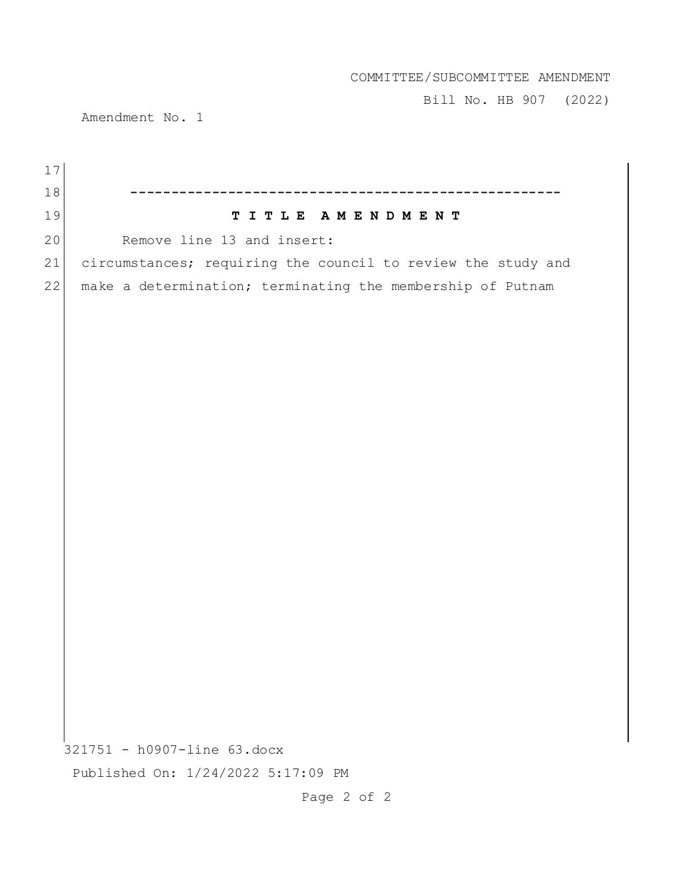-----------------------------------------------------

**T I T L E  A M E N D M E N T**

Remove line 13 and insert:

circumstances; requiring the council to review the study and make a determination; terminating the membership of Putnam

321751 - h0907-line 63.docx

Published On: 1/24/2022 5:17:09 PM